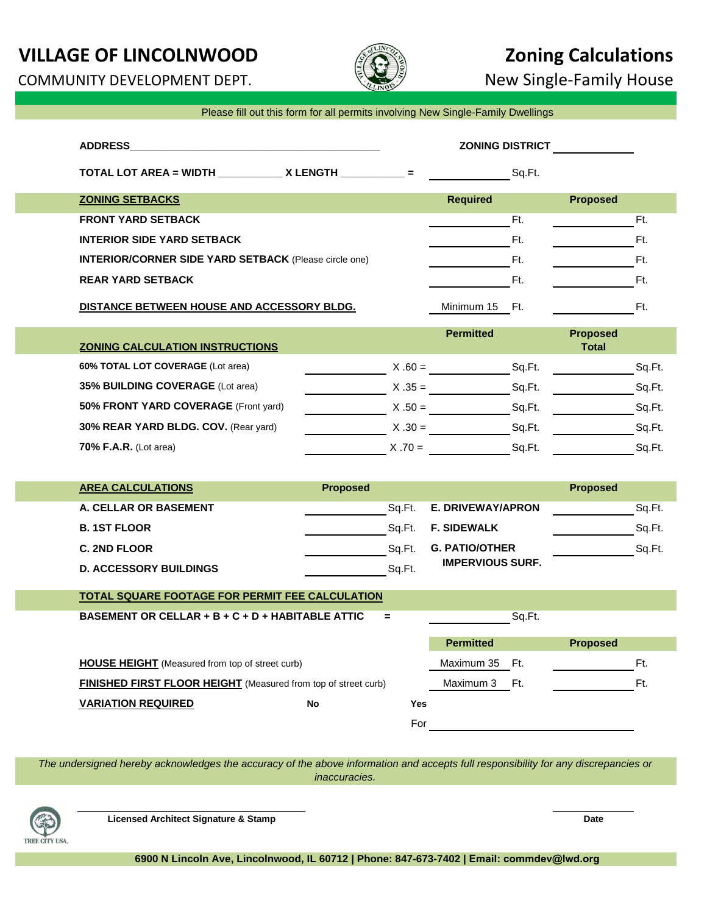# VILLAGE OF LINCOLNWOOD

COMMUNITY DEVELOPMENT DEPT.

# Zoning Calculations

New Single-Family House

Please fill out this form for all permits involving New Single-Family Dwellings

**ADDRESS**______________________________ **ZONING DISTRICT** __________

**TOTAL LOT AREA = WIDTH** __________ **X LENGTH** __________ **=** __________ Sq.Ft.

| **ZONING SETBACKS** | Required | Proposed |
|---|---|---|
| **FRONT YARD SETBACK** | ________ Ft. | ________ Ft. |
| **INTERIOR SIDE YARD SETBACK** | ________ Ft. | ________ Ft. |
| **INTERIOR/CORNER SIDE YARD SETBACK** (Please circle one) | ________ Ft. | ________ Ft. |
| **REAR YARD SETBACK** | ________ Ft. | ________ Ft. |
| **DISTANCE BETWEEN HOUSE AND ACCESSORY BLDG.** | Minimum 15 Ft. | ________ Ft. |

| **ZONING CALCULATION INSTRUCTIONS** | | | Permitted | Proposed Total |
|---|---|---|---|---|
| **60% TOTAL LOT COVERAGE** (Lot area) | ________ | X .60 = | ________ Sq.Ft. | ________ Sq.Ft. |
| **35% BUILDING COVERAGE** (Lot area) | ________ | X .35 = | ________ Sq.Ft. | ________ Sq.Ft. |
| **50% FRONT YARD COVERAGE** (Front yard) | ________ | X .50 = | ________ Sq.Ft. | ________ Sq.Ft. |
| **30% REAR YARD BLDG. COV.** (Rear yard) | ________ | X .30 = | ________ Sq.Ft. | ________ Sq.Ft. |
| **70% F.A.R.** (Lot area) | ________ | X .70 = | ________ Sq.Ft. | ________ Sq.Ft. |

| **AREA CALCULATIONS** | Proposed | | Proposed |
|---|---|---|---|
| **A. CELLAR OR BASEMENT** | ________ Sq.Ft. | **E. DRIVEWAY/APRON** | ________ Sq.Ft. |
| **B. 1ST FLOOR** | ________ Sq.Ft. | **F. SIDEWALK** | ________ Sq.Ft. |
| **C. 2ND FLOOR** | ________ Sq.Ft. | **G. PATIO/OTHER IMPERVIOUS SURF.** | ________ Sq.Ft. |
| **D. ACCESSORY BUILDINGS** | ________ Sq.Ft. | | |

**TOTAL SQUARE FOOTAGE FOR PERMIT FEE CALCULATION**

**BASEMENT OR CELLAR + B + C + D + HABITABLE ATTIC** **=** __________ Sq.Ft.

| | Permitted | Proposed |
|---|---|---|
| **HOUSE HEIGHT** (Measured from top of street curb) | Maximum 35 Ft. | ________ Ft. |
| **FINISHED FIRST FLOOR HEIGHT** (Measured from top of street curb) | Maximum 3 Ft. | ________ Ft. |

**VARIATION REQUIRED** **No** **Yes**

For ______________________________

*The undersigned hereby acknowledges the accuracy of the above information and accepts full responsibility for any discrepancies or inaccuracies.*

______________________________ **Licensed Architect Signature & Stamp**

__________ **Date**

**6900 N Lincoln Ave, Lincolnwood, IL 60712 | Phone: 847-673-7402 | Email: commdev@lwd.org**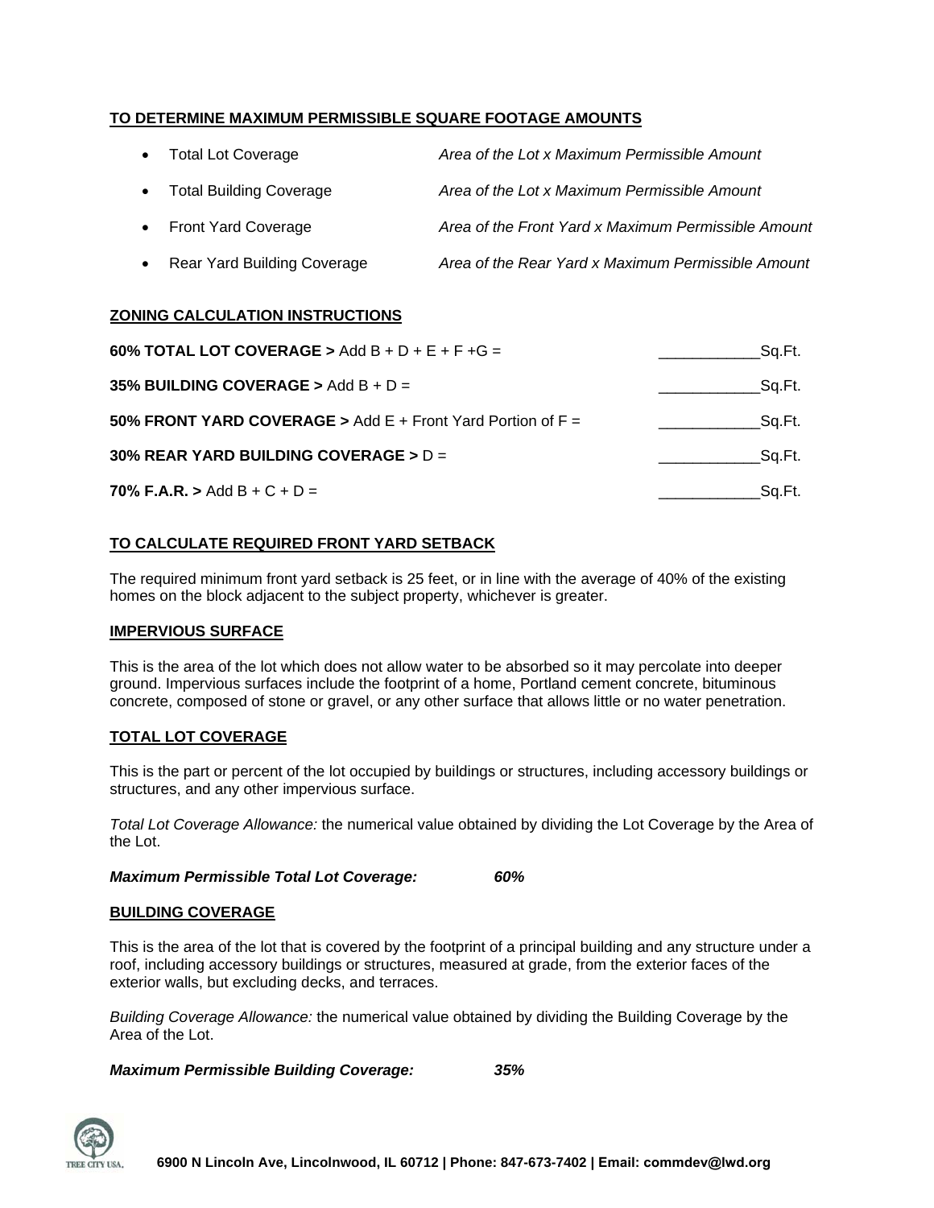## TO DETERMINE MAXIMUM PERMISSIBLE SQUARE FOOTAGE AMOUNTS

- Total Lot Coverage — *Area of the Lot x Maximum Permissible Amount*
- Total Building Coverage — *Area of the Lot x Maximum Permissible Amount*
- Front Yard Coverage — *Area of the Front Yard x Maximum Permissible Amount*
- Rear Yard Building Coverage — *Area of the Rear Yard x Maximum Permissible Amount*

## ZONING CALCULATION INSTRUCTIONS

**60% TOTAL LOT COVERAGE >** Add B + D + E + F +G = ____________Sq.Ft.

**35% BUILDING COVERAGE >** Add B + D = ____________Sq.Ft.

**50% FRONT YARD COVERAGE >** Add E + Front Yard Portion of F = ____________Sq.Ft.

**30% REAR YARD BUILDING COVERAGE >** D = ____________Sq.Ft.

**70% F.A.R. >** Add B + C + D = ____________Sq.Ft.

## TO CALCULATE REQUIRED FRONT YARD SETBACK

The required minimum front yard setback is 25 feet, or in line with the average of 40% of the existing homes on the block adjacent to the subject property, whichever is greater.

## IMPERVIOUS SURFACE

This is the area of the lot which does not allow water to be absorbed so it may percolate into deeper ground. Impervious surfaces include the footprint of a home, Portland cement concrete, bituminous concrete, composed of stone or gravel, or any other surface that allows little or no water penetration.

## TOTAL LOT COVERAGE

This is the part or percent of the lot occupied by buildings or structures, including accessory buildings or structures, and any other impervious surface.

*Total Lot Coverage Allowance:* the numerical value obtained by dividing the Lot Coverage by the Area of the Lot.

***Maximum Permissible Total Lot Coverage: 60%***

## BUILDING COVERAGE

This is the area of the lot that is covered by the footprint of a principal building and any structure under a roof, including accessory buildings or structures, measured at grade, from the exterior faces of the exterior walls, but excluding decks, and terraces.

*Building Coverage Allowance:* the numerical value obtained by dividing the Building Coverage by the Area of the Lot.

***Maximum Permissible Building Coverage: 35%***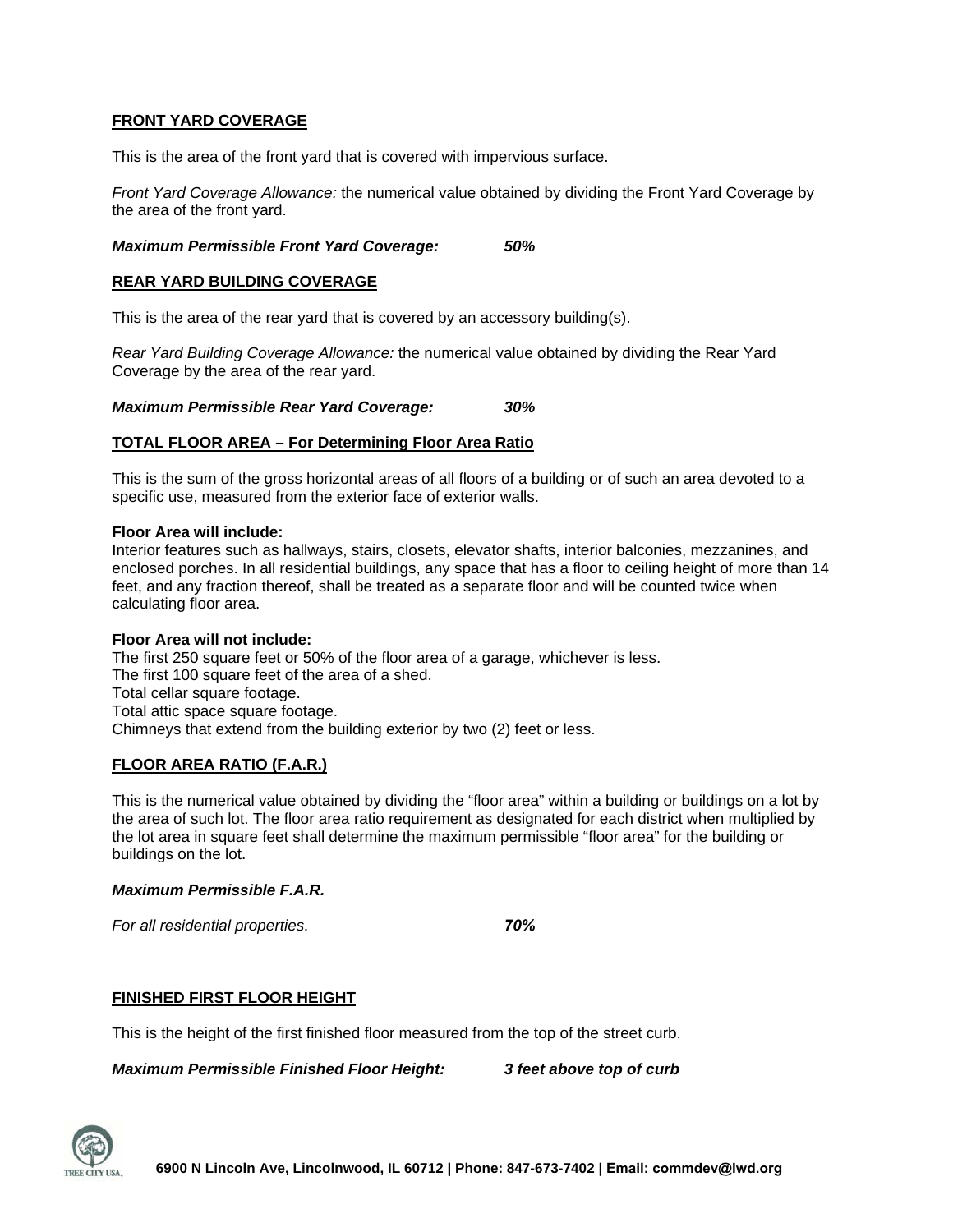## FRONT YARD COVERAGE

This is the area of the front yard that is covered with impervious surface.

*Front Yard Coverage Allowance:* the numerical value obtained by dividing the Front Yard Coverage by the area of the front yard.

***Maximum Permissible Front Yard Coverage: 50%***

## REAR YARD BUILDING COVERAGE

This is the area of the rear yard that is covered by an accessory building(s).

*Rear Yard Building Coverage Allowance:* the numerical value obtained by dividing the Rear Yard Coverage by the area of the rear yard.

***Maximum Permissible Rear Yard Coverage: 30%***

## TOTAL FLOOR AREA – For Determining Floor Area Ratio

This is the sum of the gross horizontal areas of all floors of a building or of such an area devoted to a specific use, measured from the exterior face of exterior walls.

**Floor Area will include:**
Interior features such as hallways, stairs, closets, elevator shafts, interior balconies, mezzanines, and enclosed porches. In all residential buildings, any space that has a floor to ceiling height of more than 14 feet, and any fraction thereof, shall be treated as a separate floor and will be counted twice when calculating floor area.

**Floor Area will not include:**
The first 250 square feet or 50% of the floor area of a garage, whichever is less.
The first 100 square feet of the area of a shed.
Total cellar square footage.
Total attic space square footage.
Chimneys that extend from the building exterior by two (2) feet or less.

## FLOOR AREA RATIO (F.A.R.)

This is the numerical value obtained by dividing the "floor area" within a building or buildings on a lot by the area of such lot. The floor area ratio requirement as designated for each district when multiplied by the lot area in square feet shall determine the maximum permissible "floor area" for the building or buildings on the lot.

***Maximum Permissible F.A.R.***

*For all residential properties.* ***70%***

## FINISHED FIRST FLOOR HEIGHT

This is the height of the first finished floor measured from the top of the street curb.

***Maximum Permissible Finished Floor Height: 3 feet above top of curb***

TREE CITY USA.

**6900 N Lincoln Ave, Lincolnwood, IL 60712 | Phone: 847-673-7402 | Email: commdev@lwd.org**